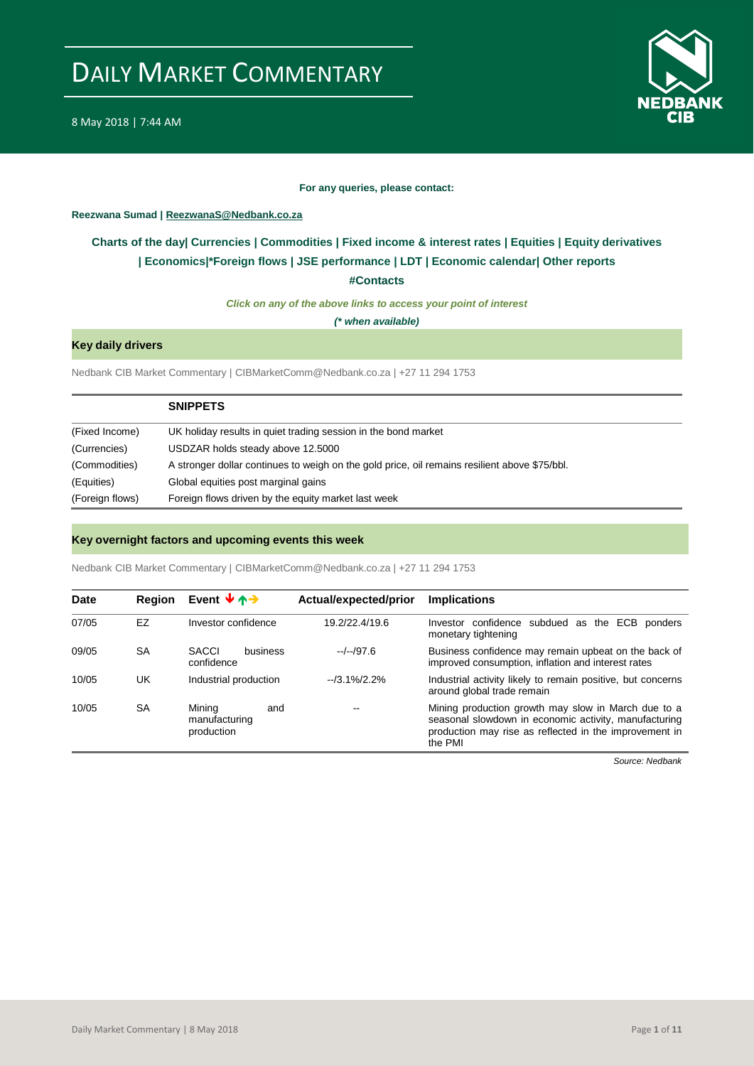# DAILY MARKET COMMENTARY

8 May 2018 | 7:44 AM

**For any queries, please contact:**

**Reezwana Sumad | ReezwanaS@Nedbank.co.za**

**Charts of the day| Currencies | Commodities | Fixed income & interest rates | Equities | Equity derivatives | Economics|*Foreign flows | JSE performance | LDT | Economic calendar| Other reports**

**#Contacts**

***Click on any of the above links to access your point of interest***

***(* when available)***

## Key daily drivers

Nedbank CIB Market Commentary | CIBMarketComm@Nedbank.co.za | +27 11 294 1753

| | SNIPPETS |
|---|---|
| (Fixed Income) | UK holiday results in quiet trading session in the bond market |
| (Currencies) | USDZAR holds steady above 12.5000 |
| (Commodities) | A stronger dollar continues to weigh on the gold price, oil remains resilient above $75/bbl. |
| (Equities) | Global equities post marginal gains |
| (Foreign flows) | Foreign flows driven by the equity market last week |

## Key overnight factors and upcoming events this week

Nedbank CIB Market Commentary | CIBMarketComm@Nedbank.co.za | +27 11 294 1753

| Date | Region | Event ↓↑→ | Actual/expected/prior | Implications |
|---|---|---|---|---|
| 07/05 | EZ | Investor confidence | 19.2/22.4/19.6 | Investor confidence subdued as the ECB ponders monetary tightening |
| 09/05 | SA | SACCI business confidence | --/--/97.6 | Business confidence may remain upbeat on the back of improved consumption, inflation and interest rates |
| 10/05 | UK | Industrial production | --/3.1%/2.2% | Industrial activity likely to remain positive, but concerns around global trade remain |
| 10/05 | SA | Mining and manufacturing production | -- | Mining production growth may slow in March due to a seasonal slowdown in economic activity, manufacturing production may rise as reflected in the improvement in the PMI |

*Source: Nedbank*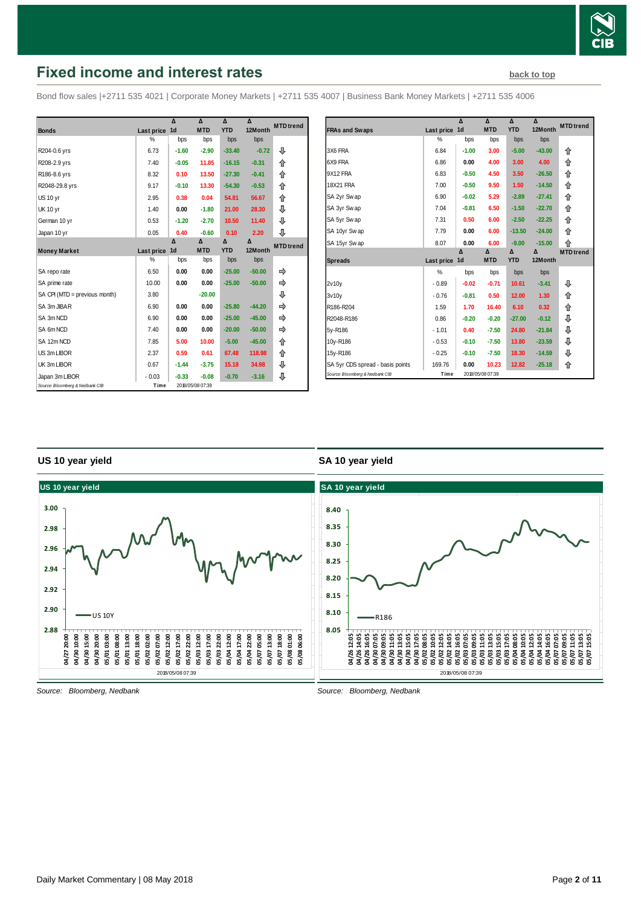# Fixed income and interest rates

back to top

Bond flow sales |+2711 535 4021 | Corporate Money Markets | +2711 535 4007 | Business Bank Money Markets | +2711 535 4006

| Bonds | Last price | Δ 1d | Δ MTD | Δ YTD | Δ 12Month | MTD trend |
|---|---|---|---|---|---|---|
| | % | bps | bps | bps | bps | |
| R204-0.6 yrs | 6.73 | -1.60 | -2.90 | -33.40 | -0.72 | ⇩ |
| R208-2.9 yrs | 7.40 | -0.05 | 11.85 | -16.15 | -0.31 | ⇧ |
| R186-8.6 yrs | 8.32 | 0.10 | 13.50 | -27.30 | -0.41 | ⇧ |
| R2048-29.8 yrs | 9.17 | -0.10 | 13.30 | -54.30 | -0.53 | ⇧ |
| US 10 yr | 2.95 | 0.38 | 0.04 | 54.81 | 56.67 | ⇧ |
| UK 10 yr | 1.40 | 0.00 | -1.80 | 21.00 | 28.30 | ⇩ |
| German 10 yr | 0.53 | -1.20 | -2.70 | 10.50 | 11.40 | ⇩ |
| Japan 10 yr | 0.05 | 0.40 | -0.60 | 0.10 | 2.20 | ⇩ |

| Money Market | Last price | Δ 1d | Δ MTD | Δ YTD | Δ 12Month | MTD trend |
|---|---|---|---|---|---|---|
| | % | bps | bps | bps | bps | |
| SA repo rate | 6.50 | 0.00 | 0.00 | -25.00 | -50.00 | ⇨ |
| SA prime rate | 10.00 | 0.00 | 0.00 | -25.00 | -50.00 | ⇨ |
| SA CPI (MTD = previous month) | 3.80 | | -20.00 | | | ⇩ |
| SA 3m JIBAR | 6.90 | 0.00 | 0.00 | -25.80 | -44.20 | ⇨ |
| SA 3m NCD | 6.90 | 0.00 | 0.00 | -25.00 | -45.00 | ⇨ |
| SA 6m NCD | 7.40 | 0.00 | 0.00 | -20.00 | -50.00 | ⇨ |
| SA 12m NCD | 7.85 | 5.00 | 10.00 | -5.00 | -45.00 | ⇧ |
| US 3m LIBOR | 2.37 | 0.59 | 0.61 | 67.48 | 118.98 | ⇧ |
| UK 3m LIBOR | 0.67 | -1.44 | -3.75 | 15.18 | 34.98 | ⇩ |
| Japan 3m LIBOR | -0.03 | -0.33 | -0.08 | -0.70 | -3.16 | ⇩ |

Source: Bloomberg & Nedbank CIB Time 2018/05/08 07:39

| FRAs and Swaps | Last price | Δ 1d | Δ MTD | Δ YTD | Δ 12Month | MTD trend |
|---|---|---|---|---|---|---|
| | % | bps | bps | bps | bps | |
| 3X6 FRA | 6.84 | -1.00 | 3.00 | -5.00 | -43.00 | ⇧ |
| 6X9 FRA | 6.86 | 0.00 | 4.00 | 3.00 | 4.00 | ⇧ |
| 9X12 FRA | 6.83 | -0.50 | 4.50 | 3.50 | -26.50 | ⇧ |
| 18X21 FRA | 7.00 | -0.50 | 9.50 | 1.50 | -14.50 | ⇧ |
| SA 2yr Swap | 6.90 | -0.02 | 5.29 | -2.89 | -27.41 | ⇧ |
| SA 3yr Swap | 7.04 | -0.81 | 6.50 | -1.50 | -22.70 | ⇧ |
| SA 5yr Swap | 7.31 | 0.50 | 6.00 | -2.50 | -22.25 | ⇧ |
| SA 10yr Swap | 7.79 | 0.00 | 6.00 | -13.50 | -24.00 | ⇧ |
| SA 15yr Swap | 8.07 | 0.00 | 6.00 | -9.00 | -15.00 | ⇧ |

| Spreads | Last price | Δ 1d | Δ MTD | Δ YTD | Δ 12Month | MTD trend |
|---|---|---|---|---|---|---|
| | % | bps | bps | bps | bps | |
| 2v10y | -0.89 | -0.02 | -0.71 | 10.61 | -3.41 | ⇩ |
| 3v10y | -0.76 | -0.81 | 0.50 | 12.00 | 1.30 | ⇧ |
| R186-R204 | 1.59 | 1.70 | 16.40 | 6.10 | 0.32 | ⇧ |
| R2048-R186 | 0.86 | -0.20 | -0.20 | -27.00 | -0.12 | ⇩ |
| 5y-R186 | -1.01 | 0.40 | -7.50 | 24.80 | -21.84 | ⇩ |
| 10y-R186 | -0.53 | -0.10 | -7.50 | 13.80 | -23.59 | ⇩ |
| 15y-R186 | -0.25 | -0.10 | -7.50 | 18.30 | -14.59 | ⇩ |
| SA 5yr CDS spread - basis points | 169.76 | 0.00 | 10.23 | 12.82 | -25.18 | ⇧ |

Source: Bloomberg & Nedbank CIB Time 2018/05/08 07:39

## US 10 year yield

Source: Bloomberg, Nedbank

## SA 10 year yield

Source: Bloomberg, Nedbank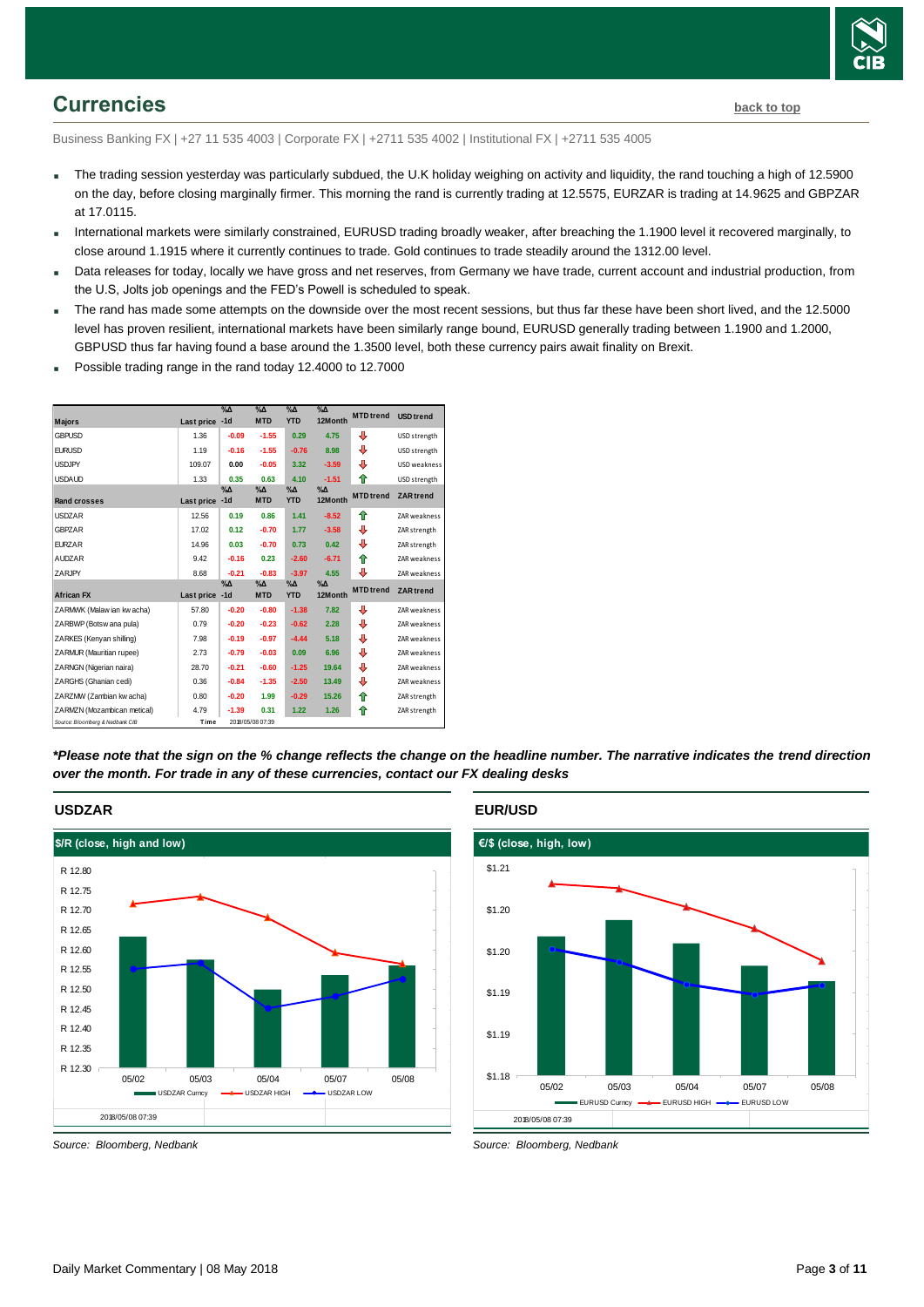## Currencies

back to top

Business Banking FX | +27 11 535 4003 | Corporate FX | +2711 535 4002 | Institutional FX | +2711 535 4005

- The trading session yesterday was particularly subdued, the U.K holiday weighing on activity and liquidity, the rand touching a high of 12.5900 on the day, before closing marginally firmer. This morning the rand is currently trading at 12.5575, EURZAR is trading at 14.9625 and GBPZAR at 17.0115.
- International markets were similarly constrained, EURUSD trading broadly weaker, after breaching the 1.1900 level it recovered marginally, to close around 1.1915 where it currently continues to trade. Gold continues to trade steadily around the 1312.00 level.
- Data releases for today, locally we have gross and net reserves, from Germany we have trade, current account and industrial production, from the U.S, Jolts job openings and the FED's Powell is scheduled to speak.
- The rand has made some attempts on the downside over the most recent sessions, but thus far these have been short lived, and the 12.5000 level has proven resilient, international markets have been similarly range bound, EURUSD generally trading between 1.1900 and 1.2000, GBPUSD thus far having found a base around the 1.3500 level, both these currency pairs await finality on Brexit.
- Possible trading range in the rand today 12.4000 to 12.7000

| Majors | Last price | %Δ -1d | %Δ MTD | %Δ YTD | %Δ 12Month | MTD trend | USD trend |
|---|---|---|---|---|---|---|---|
| GBPUSD | 1.36 | -0.09 | -1.55 | 0.29 | 4.75 | ⇩ | USD strength |
| EURUSD | 1.19 | -0.16 | -1.55 | -0.76 | 8.98 | ⇩ | USD strength |
| USDJPY | 109.07 | 0.00 | -0.05 | 3.32 | -3.59 | ⇩ | USD weakness |
| USDAUD | 1.33 | 0.35 | 0.63 | 4.10 | -1.51 | ⇧ | USD strength |
| **Rand crosses** | **Last price** | **%Δ -1d** | **%Δ MTD** | **%Δ YTD** | **%Δ 12Month** | **MTD trend** | **ZAR trend** |
| USDZAR | 12.56 | 0.19 | 0.86 | 1.41 | -8.52 | ⇧ | ZAR weakness |
| GBPZAR | 17.02 | 0.12 | -0.70 | 1.77 | -3.58 | ⇩ | ZAR strength |
| EURZAR | 14.96 | 0.03 | -0.70 | 0.73 | 0.42 | ⇩ | ZAR strength |
| AUDZAR | 9.42 | -0.16 | 0.23 | -2.60 | -6.71 | ⇧ | ZAR weakness |
| ZARJPY | 8.68 | -0.21 | -0.83 | -3.97 | 4.55 | ⇩ | ZAR weakness |
| **African FX** | **Last price** | **%Δ -1d** | **%Δ MTD** | **%Δ YTD** | **%Δ 12Month** | **MTD trend** | **ZAR trend** |
| ZARMWK (Malawian kwacha) | 57.80 | -0.20 | -0.80 | -1.38 | 7.82 | ⇩ | ZAR weakness |
| ZARBWP (Botswana pula) | 0.79 | -0.20 | -0.23 | -0.62 | 2.28 | ⇩ | ZAR weakness |
| ZARKES (Kenyan shilling) | 7.98 | -0.19 | -0.97 | -4.44 | 5.18 | ⇩ | ZAR weakness |
| ZARMUR (Mauritian rupee) | 2.73 | -0.79 | -0.03 | 0.09 | 6.96 | ⇩ | ZAR weakness |
| ZARNGN (Nigerian naira) | 28.70 | -0.21 | -0.60 | -1.25 | 19.64 | ⇩ | ZAR weakness |
| ZARGHS (Ghanian cedi) | 0.36 | -0.84 | -1.35 | -2.50 | 13.49 | ⇩ | ZAR weakness |
| ZARZMW (Zambian kwacha) | 0.80 | -0.20 | 1.99 | -0.29 | 15.26 | ⇧ | ZAR strength |
| ZARMZN (Mozambican metical) | 4.79 | -1.39 | 0.31 | 1.22 | 1.26 | ⇧ | ZAR strength |

Source: Bloomberg & Nedbank CIB  Time 2018/05/08 07:39

***Please note that the sign on the % change reflects the change on the headline number. The narrative indicates the trend direction over the month. For trade in any of these currencies, contact our FX dealing desks***

### USDZAR

$/R (close, high and low)

Source: Bloomberg, Nedbank

### EUR/USD

€/$ (close, high, low)

Source: Bloomberg, Nedbank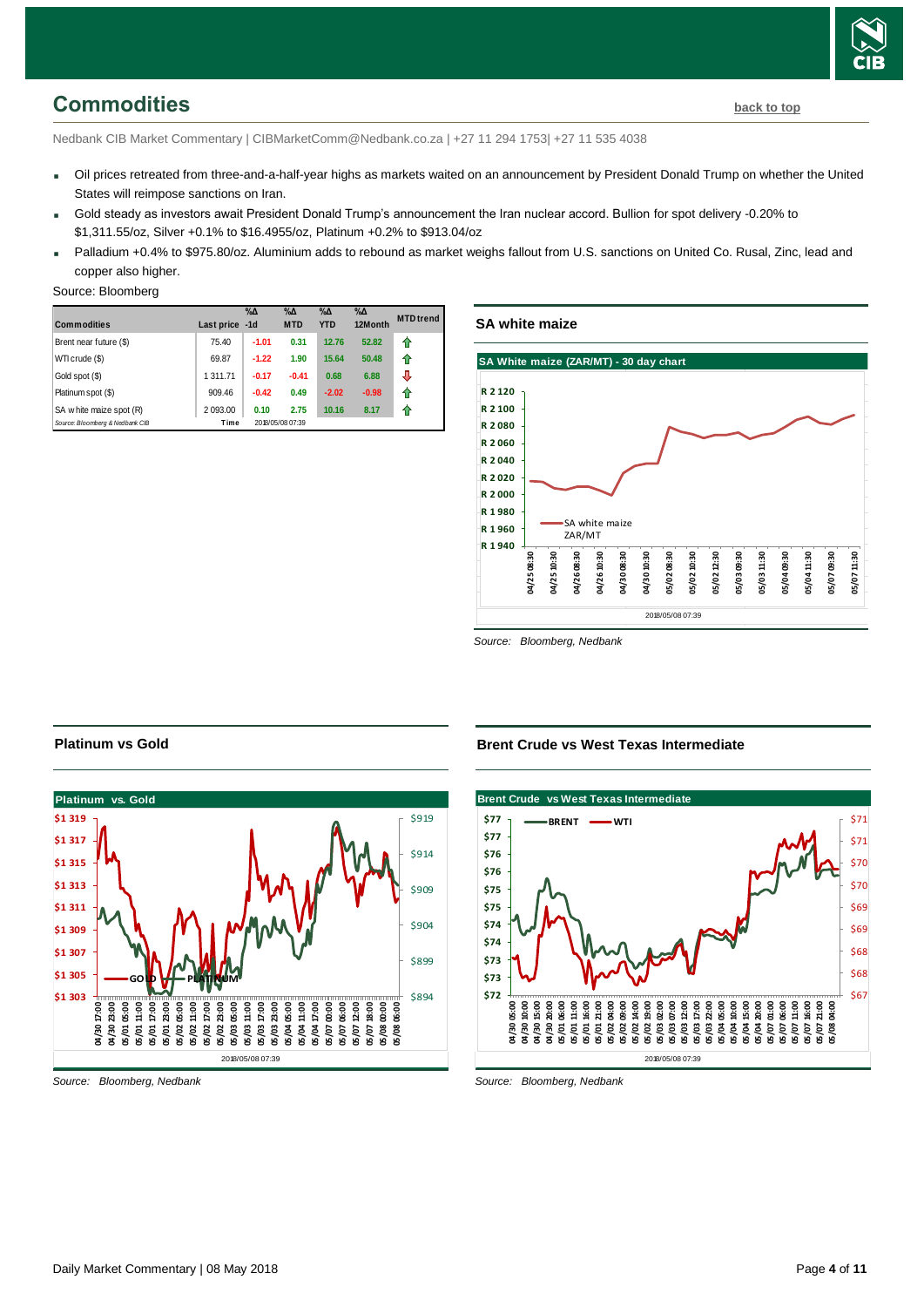## Commodities

back to top

Nedbank CIB Market Commentary | CIBMarketComm@Nedbank.co.za | +27 11 294 1753| +27 11 535 4038

- Oil prices retreated from three-and-a-half-year highs as markets waited on an announcement by President Donald Trump on whether the United States will reimpose sanctions on Iran.
- Gold steady as investors await President Donald Trump's announcement the Iran nuclear accord. Bullion for spot delivery -0.20% to $1,311.55/oz, Silver +0.1% to $16.4955/oz, Platinum +0.2% to $913.04/oz
- Palladium +0.4% to $975.80/oz. Aluminium adds to rebound as market weighs fallout from U.S. sanctions on United Co. Rusal, Zinc, lead and copper also higher.

Source: Bloomberg

| Commodities | Last price | %Δ -1d | %Δ MTD | %Δ YTD | %Δ 12Month | MTD trend |
|---|---|---|---|---|---|---|
| Brent near future ($) | 75.40 | -1.01 | 0.31 | 12.76 | 52.82 | ⇧ |
| WTI crude ($) | 69.87 | -1.22 | 1.90 | 15.64 | 50.48 | ⇧ |
| Gold spot ($) | 1 311.71 | -0.17 | -0.41 | 0.68 | 6.88 | ⇩ |
| Platinum spot ($) | 909.46 | -0.42 | 0.49 | -2.02 | -0.98 | ⇧ |
| SA white maize spot (R) | 2 093.00 | 0.10 | 2.75 | 10.16 | 8.17 | ⇧ |
| Source: Bloomberg & Nedbank CIB | Time | 2018/05/08 07:39 | | | | |

### SA white maize

Source: Bloomberg, Nedbank

### Platinum vs Gold

Source: Bloomberg, Nedbank

### Brent Crude vs West Texas Intermediate

Source: Bloomberg, Nedbank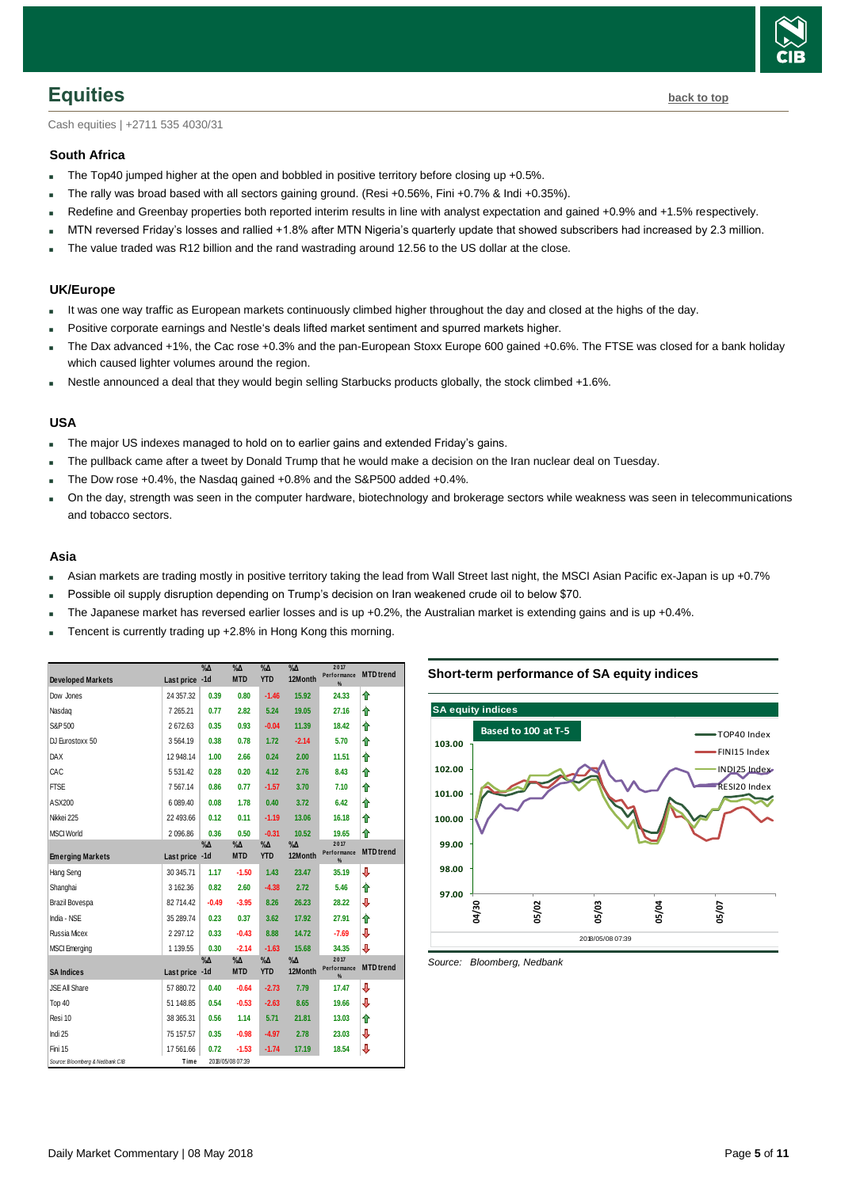# Equities

back to top

Cash equities | +2711 535 4030/31

### South Africa

- The Top40 jumped higher at the open and bobbled in positive territory before closing up +0.5%.
- The rally was broad based with all sectors gaining ground. (Resi +0.56%, Fini +0.7% & Indi +0.35%).
- Redefine and Greenbay properties both reported interim results in line with analyst expectation and gained +0.9% and +1.5% respectively.
- MTN reversed Friday's losses and rallied +1.8% after MTN Nigeria's quarterly update that showed subscribers had increased by 2.3 million.
- The value traded was R12 billion and the rand wastrading around 12.56 to the US dollar at the close.

### UK/Europe

- It was one way traffic as European markets continuously climbed higher throughout the day and closed at the highs of the day.
- Positive corporate earnings and Nestle's deals lifted market sentiment and spurred markets higher.
- The Dax advanced +1%, the Cac rose +0.3% and the pan-European Stoxx Europe 600 gained +0.6%. The FTSE was closed for a bank holiday which caused lighter volumes around the region.
- Nestle announced a deal that they would begin selling Starbucks products globally, the stock climbed +1.6%.

### USA

- The major US indexes managed to hold on to earlier gains and extended Friday's gains.
- The pullback came after a tweet by Donald Trump that he would make a decision on the Iran nuclear deal on Tuesday.
- The Dow rose +0.4%, the Nasdaq gained +0.8% and the S&P500 added +0.4%.
- On the day, strength was seen in the computer hardware, biotechnology and brokerage sectors while weakness was seen in telecommunications and tobacco sectors.

### Asia

- Asian markets are trading mostly in positive territory taking the lead from Wall Street last night, the MSCI Asian Pacific ex-Japan is up +0.7%
- Possible oil supply disruption depending on Trump's decision on Iran weakened crude oil to below $70.
- The Japanese market has reversed earlier losses and is up +0.2%, the Australian market is extending gains and is up +0.4%.
- Tencent is currently trading up +2.8% in Hong Kong this morning.

| Developed Markets | Last price | %Δ -1d | %Δ MTD | %Δ YTD | %Δ 12Month | 2017 Performance % | MTD trend |
|---|---|---|---|---|---|---|---|
| Dow Jones | 24 357.32 | 0.39 | 0.80 | -1.46 | 15.92 | 24.33 | ⇧ |
| Nasdaq | 7 265.21 | 0.77 | 2.82 | 5.24 | 19.05 | 27.16 | ⇧ |
| S&P 500 | 2 672.63 | 0.35 | 0.93 | -0.04 | 11.39 | 18.42 | ⇧ |
| DJ Eurostoxx 50 | 3 564.19 | 0.38 | 0.78 | 1.72 | -2.14 | 5.70 | ⇧ |
| DAX | 12 948.14 | 1.00 | 2.66 | 0.24 | 2.00 | 11.51 | ⇧ |
| CAC | 5 531.42 | 0.28 | 0.20 | 4.12 | 2.76 | 8.43 | ⇧ |
| FTSE | 7 567.14 | 0.86 | 0.77 | -1.57 | 3.70 | 7.10 | ⇧ |
| ASX200 | 6 089.40 | 0.08 | 1.78 | 0.40 | 3.72 | 6.42 | ⇧ |
| Nikkei 225 | 22 493.66 | 0.12 | 0.11 | -1.19 | 13.06 | 16.18 | ⇧ |
| MSCI World | 2 096.86 | 0.36 | 0.50 | -0.31 | 10.52 | 19.65 | ⇧ |
| **Emerging Markets** | **Last price** | **%Δ -1d** | **%Δ MTD** | **%Δ YTD** | **%Δ 12Month** | **2017 Performance %** | **MTD trend** |
| Hang Seng | 30 345.71 | 1.17 | -1.50 | 1.43 | 23.47 | 35.19 | ⇩ |
| Shanghai | 3 162.36 | 0.82 | 2.60 | -4.38 | 2.72 | 5.46 | ⇧ |
| Brazil Bovespa | 82 714.42 | -0.49 | -3.95 | 8.26 | 26.23 | 28.22 | ⇩ |
| India - NSE | 35 289.74 | 0.23 | 0.37 | 3.62 | 17.92 | 27.91 | ⇧ |
| Russia Micex | 2 297.12 | 0.33 | -0.43 | 8.88 | 14.72 | -7.69 | ⇩ |
| MSCI Emerging | 1 139.55 | 0.30 | -2.14 | -1.63 | 15.68 | 34.35 | ⇩ |
| **SA Indices** | **Last price** | **%Δ -1d** | **%Δ MTD** | **%Δ YTD** | **%Δ 12Month** | **2017 Performance %** | **MTD trend** |
| JSE All Share | 57 880.72 | 0.40 | -0.64 | -2.73 | 7.79 | 17.47 | ⇩ |
| Top 40 | 51 148.85 | 0.54 | -0.53 | -2.63 | 8.65 | 19.66 | ⇩ |
| Resi 10 | 38 365.31 | 0.56 | 1.14 | 5.71 | 21.81 | 13.03 | ⇧ |
| Indi 25 | 75 157.57 | 0.35 | -0.98 | -4.97 | 2.78 | 23.03 | ⇩ |
| Fini 15 | 17 561.66 | 0.72 | -1.53 | -1.74 | 17.19 | 18.54 | ⇩ |

Source: Bloomberg & Nedbank CIB — Time: 2018/05/08 07:39

### Short-term performance of SA equity indices

Source: Bloomberg, Nedbank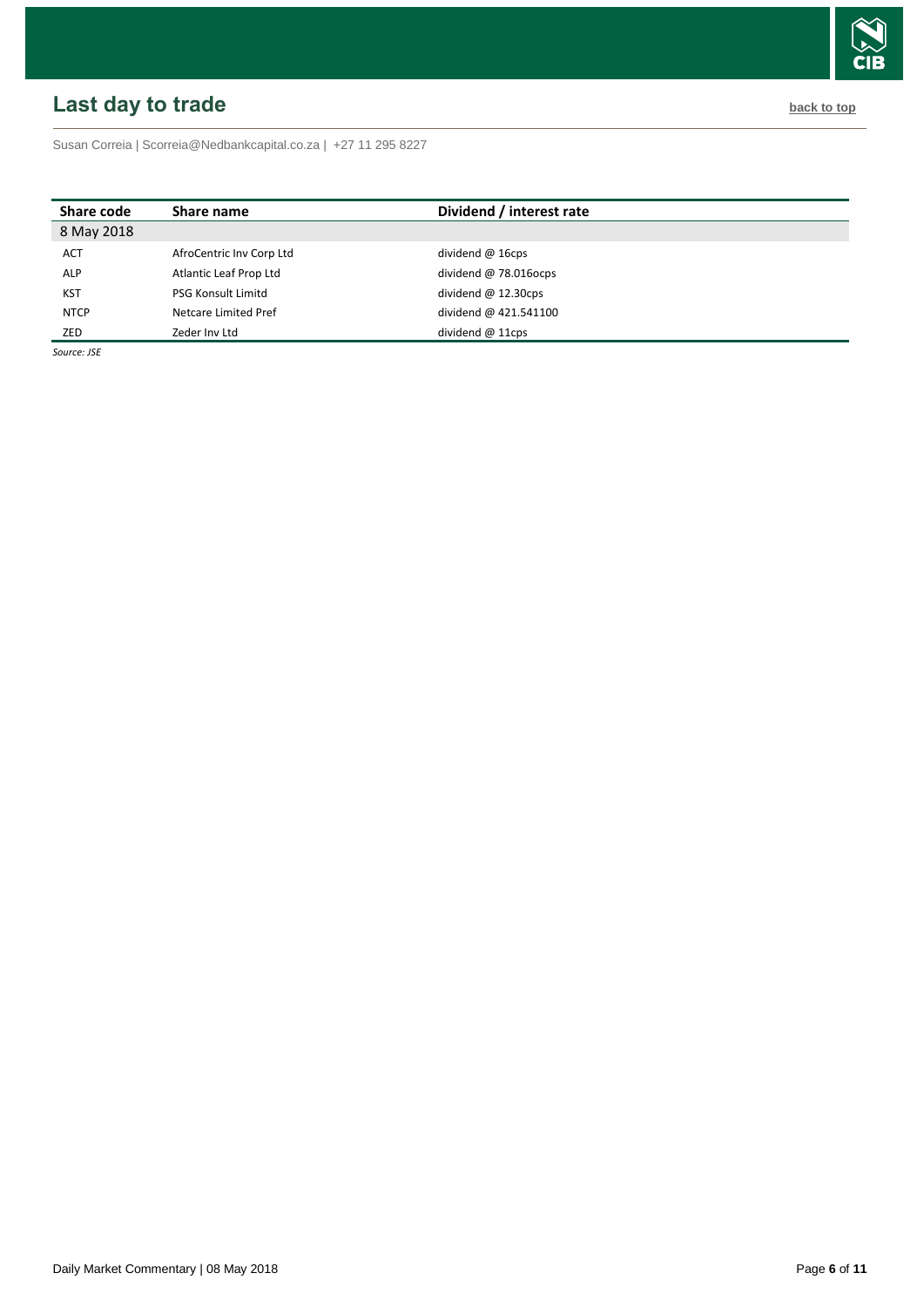## Last day to trade

back to top

Susan Correia | Scorreia@Nedbankcapital.co.za | +27 11 295 8227

| Share code | Share name | Dividend / interest rate |
|---|---|---|
| 8 May 2018 | | |
| ACT | AfroCentric Inv Corp Ltd | dividend @ 16cps |
| ALP | Atlantic Leaf Prop Ltd | dividend @ 78.016ocps |
| KST | PSG Konsult Limitd | dividend @ 12.30cps |
| NTCP | Netcare Limited Pref | dividend @ 421.541100 |
| ZED | Zeder Inv Ltd | dividend @ 11cps |

*Source: JSE*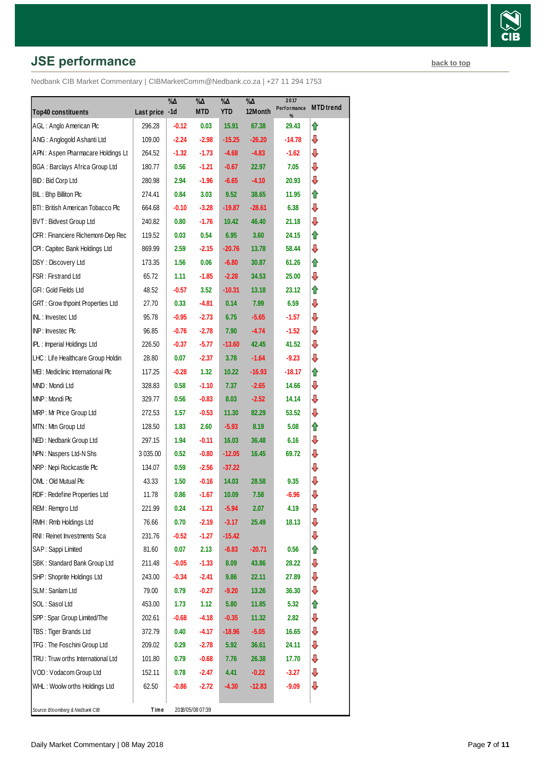## JSE performance

back to top

Nedbank CIB Market Commentary | CIBMarketComm@Nedbank.co.za | +27 11 294 1753

| Top40 constituents | Last price | %Δ -1d | %Δ MTD | %Δ YTD | %Δ 12Month | 2017 Performance % | MTD trend |
|---|---|---|---|---|---|---|---|
| AGL : Anglo American Plc | 296.28 | -0.12 | 0.03 | 15.91 | 67.38 | 29.43 | ⇧ |
| ANG : Anglogold Ashanti Ltd | 109.00 | -2.24 | -2.98 | -15.25 | -26.20 | -14.78 | ⇩ |
| APN : Aspen Pharmacare Holdings Lt | 264.52 | -1.32 | -1.73 | -4.68 | -4.83 | -1.62 | ⇩ |
| BGA : Barclays Africa Group Ltd | 180.77 | 0.56 | -1.21 | -0.67 | 22.97 | 7.05 | ⇩ |
| BID : Bid Corp Ltd | 280.98 | 2.94 | -1.96 | -6.65 | -4.10 | 20.93 | ⇩ |
| BIL : Bhp Billiton Plc | 274.41 | 0.84 | 3.03 | 9.52 | 38.65 | 11.95 | ⇧ |
| BTI : British American Tobacco Plc | 664.68 | -0.10 | -3.28 | -19.87 | -28.61 | 6.38 | ⇩ |
| BVT : Bidvest Group Ltd | 240.82 | 0.80 | -1.76 | 10.42 | 46.40 | 21.18 | ⇩ |
| CFR : Financiere Richemont-Dep Rec | 119.52 | 0.03 | 0.54 | 6.95 | 3.60 | 24.15 | ⇧ |
| CPI : Capitec Bank Holdings Ltd | 869.99 | 2.59 | -2.15 | -20.76 | 13.78 | 58.44 | ⇩ |
| DSY : Discovery Ltd | 173.35 | 1.56 | 0.06 | -6.80 | 30.87 | 61.26 | ⇧ |
| FSR : Firstrand Ltd | 65.72 | 1.11 | -1.85 | -2.28 | 34.53 | 25.00 | ⇩ |
| GFI : Gold Fields Ltd | 48.52 | -0.57 | 3.52 | -10.31 | 13.18 | 23.12 | ⇧ |
| GRT : Growthpoint Properties Ltd | 27.70 | 0.33 | -4.81 | 0.14 | 7.99 | 6.59 | ⇩ |
| INL : Investec Ltd | 95.78 | -0.95 | -2.73 | 6.75 | -5.65 | -1.57 | ⇩ |
| INP : Investec Plc | 96.85 | -0.76 | -2.78 | 7.90 | -4.74 | -1.52 | ⇩ |
| IPL : Imperial Holdings Ltd | 226.50 | -0.37 | -5.77 | -13.60 | 42.45 | 41.52 | ⇩ |
| LHC : Life Healthcare Group Holdin | 28.80 | 0.07 | -2.37 | 3.78 | -1.64 | -9.23 | ⇩ |
| MEI : Mediclinic International Plc | 117.25 | -0.28 | 1.32 | 10.22 | -16.93 | -18.17 | ⇧ |
| MND : Mondi Ltd | 328.83 | 0.58 | -1.10 | 7.37 | -2.65 | 14.66 | ⇩ |
| MNP : Mondi Plc | 329.77 | 0.56 | -0.83 | 8.03 | -2.52 | 14.14 | ⇩ |
| MRP : Mr Price Group Ltd | 272.53 | 1.57 | -0.53 | 11.30 | 82.29 | 53.52 | ⇩ |
| MTN : Mtn Group Ltd | 128.50 | 1.83 | 2.60 | -5.93 | 8.19 | 5.08 | ⇧ |
| NED : Nedbank Group Ltd | 297.15 | 1.94 | -0.11 | 16.03 | 36.48 | 6.16 | ⇩ |
| NPN : Naspers Ltd-N Shs | 3 035.00 | 0.52 | -0.80 | -12.05 | 16.45 | 69.72 | ⇩ |
| NRP : Nepi Rockcastle Plc | 134.07 | 0.59 | -2.56 | -37.22 | | | ⇩ |
| OML : Old Mutual Plc | 43.33 | 1.50 | -0.16 | 14.03 | 28.58 | 9.35 | ⇩ |
| RDF : Redefine Properties Ltd | 11.78 | 0.86 | -1.67 | 10.09 | 7.58 | -6.96 | ⇩ |
| REM : Remgro Ltd | 221.99 | 0.24 | -1.21 | -5.94 | 2.07 | 4.19 | ⇩ |
| RMH : Rmb Holdings Ltd | 76.66 | 0.70 | -2.19 | -3.17 | 25.49 | 18.13 | ⇩ |
| RNI : Reinet Investments Sca | 231.76 | -0.52 | -1.27 | -15.42 | | | ⇩ |
| SAP : Sappi Limited | 81.60 | 0.07 | 2.13 | -8.83 | -20.71 | 0.56 | ⇧ |
| SBK : Standard Bank Group Ltd | 211.48 | -0.05 | -1.33 | 8.09 | 43.86 | 28.22 | ⇩ |
| SHP : Shoprite Holdings Ltd | 243.00 | -0.34 | -2.41 | 9.86 | 22.11 | 27.89 | ⇩ |
| SLM : Sanlam Ltd | 79.00 | 0.79 | -0.27 | -9.20 | 13.26 | 36.30 | ⇩ |
| SOL : Sasol Ltd | 453.00 | 1.73 | 1.12 | 5.80 | 11.85 | 5.32 | ⇧ |
| SPP : Spar Group Limited/The | 202.61 | -0.68 | -4.18 | -0.35 | 11.32 | 2.82 | ⇩ |
| TBS : Tiger Brands Ltd | 372.79 | 0.40 | -4.17 | -18.96 | -5.05 | 16.65 | ⇩ |
| TFG : The Foschini Group Ltd | 209.02 | 0.29 | -2.78 | 5.92 | 36.61 | 24.11 | ⇩ |
| TRU : Truworths International Ltd | 101.80 | 0.79 | -0.68 | 7.76 | 26.38 | 17.70 | ⇩ |
| VOD : Vodacom Group Ltd | 152.11 | 0.78 | -2.47 | 4.41 | -0.22 | -3.27 | ⇩ |
| WHL : Woolworths Holdings Ltd | 62.50 | -0.86 | -2.72 | -4.30 | -12.83 | -9.09 | ⇩ |

*Source: Bloomberg & Nedbank CIB* Time 2018/05/08 07:39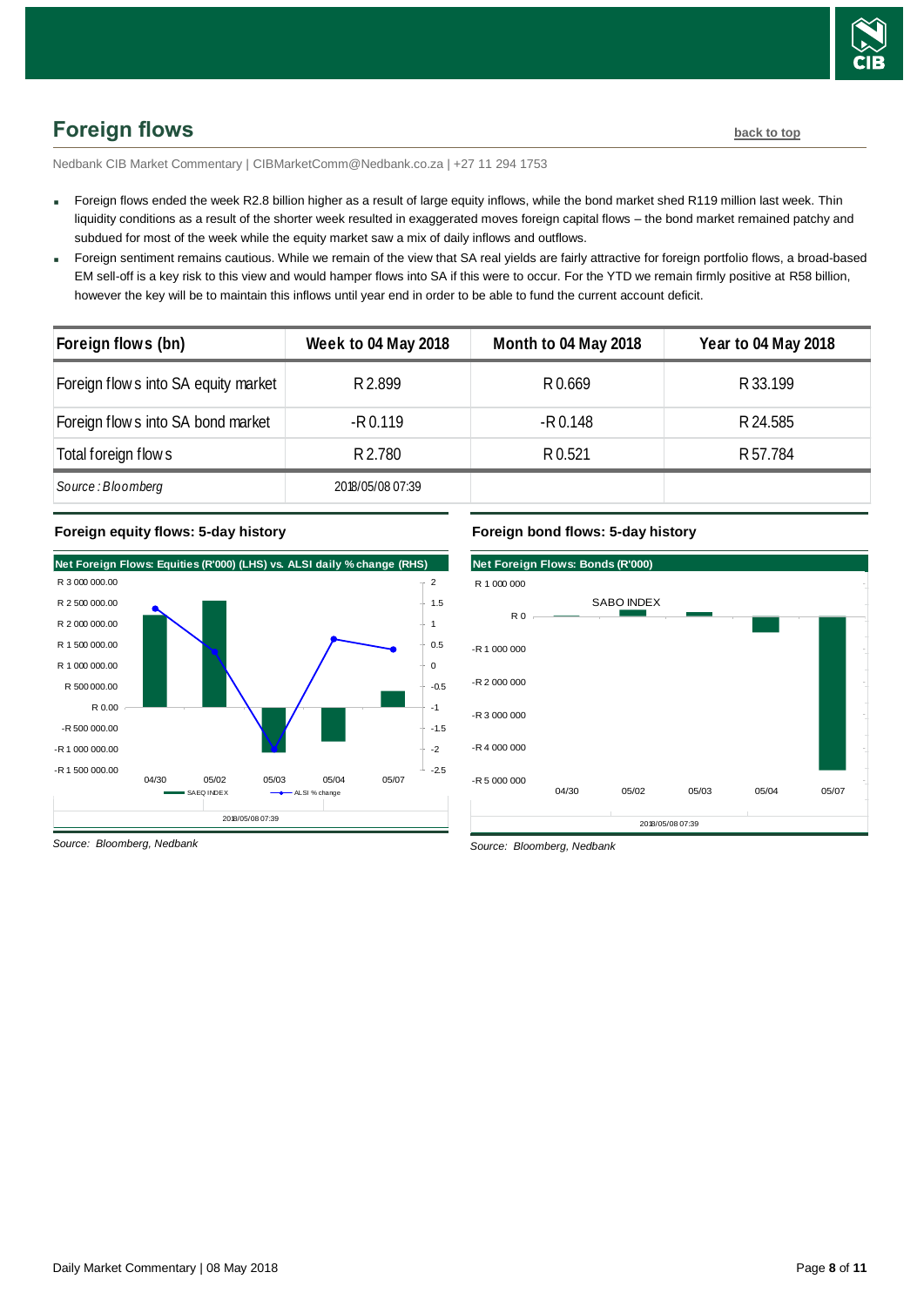## Foreign flows

back to top

Nedbank CIB Market Commentary | CIBMarketComm@Nedbank.co.za | +27 11 294 1753

- Foreign flows ended the week R2.8 billion higher as a result of large equity inflows, while the bond market shed R119 million last week. Thin liquidity conditions as a result of the shorter week resulted in exaggerated moves foreign capital flows – the bond market remained patchy and subdued for most of the week while the equity market saw a mix of daily inflows and outflows.
- Foreign sentiment remains cautious. While we remain of the view that SA real yields are fairly attractive for foreign portfolio flows, a broad-based EM sell-off is a key risk to this view and would hamper flows into SA if this were to occur. For the YTD we remain firmly positive at R58 billion, however the key will be to maintain this inflows until year end in order to be able to fund the current account deficit.

| Foreign flows (bn) | Week to 04 May 2018 | Month to 04 May 2018 | Year to 04 May 2018 |
|---|---|---|---|
| Foreign flows into SA equity market | R 2.899 | R 0.669 | R 33.199 |
| Foreign flows into SA bond market | -R 0.119 | -R 0.148 | R 24.585 |
| Total foreign flows | R 2.780 | R 0.521 | R 57.784 |
| *Source : Bloomberg* | 2018/05/08 07:39 | | |

**Foreign equity flows: 5-day history**

Source: Bloomberg, Nedbank

**Foreign bond flows: 5-day history**

Source: Bloomberg, Nedbank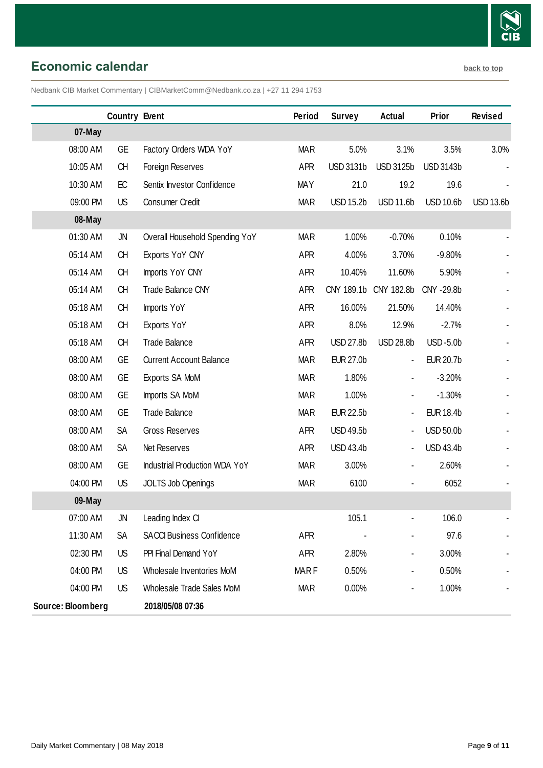## Economic calendar

back to top

Nedbank CIB Market Commentary | CIBMarketComm@Nedbank.co.za | +27 11 294 1753

| | Country | Event | Period | Survey | Actual | Prior | Revised |
|---|---|---|---|---|---|---|---|
| **07-May** | | | | | | | |
| 08:00 AM | GE | Factory Orders WDA YoY | MAR | 5.0% | 3.1% | 3.5% | 3.0% |
| 10:05 AM | CH | Foreign Reserves | APR | USD 3131b | USD 3125b | USD 3143b | - |
| 10:30 AM | EC | Sentix Investor Confidence | MAY | 21.0 | 19.2 | 19.6 | - |
| 09:00 PM | US | Consumer Credit | MAR | USD 15.2b | USD 11.6b | USD 10.6b | USD 13.6b |
| **08-May** | | | | | | | |
| 01:30 AM | JN | Overall Household Spending YoY | MAR | 1.00% | -0.70% | 0.10% | - |
| 05:14 AM | CH | Exports YoY CNY | APR | 4.00% | 3.70% | -9.80% | - |
| 05:14 AM | CH | Imports YoY CNY | APR | 10.40% | 11.60% | 5.90% | - |
| 05:14 AM | CH | Trade Balance CNY | APR | CNY 189.1b | CNY 182.8b | CNY -29.8b | - |
| 05:18 AM | CH | Imports YoY | APR | 16.00% | 21.50% | 14.40% | - |
| 05:18 AM | CH | Exports YoY | APR | 8.0% | 12.9% | -2.7% | - |
| 05:18 AM | CH | Trade Balance | APR | USD 27.8b | USD 28.8b | USD -5.0b | - |
| 08:00 AM | GE | Current Account Balance | MAR | EUR 27.0b | - | EUR 20.7b | - |
| 08:00 AM | GE | Exports SA MoM | MAR | 1.80% | - | -3.20% | - |
| 08:00 AM | GE | Imports SA MoM | MAR | 1.00% | - | -1.30% | - |
| 08:00 AM | GE | Trade Balance | MAR | EUR 22.5b | - | EUR 18.4b | - |
| 08:00 AM | SA | Gross Reserves | APR | USD 49.5b | - | USD 50.0b | - |
| 08:00 AM | SA | Net Reserves | APR | USD 43.4b | - | USD 43.4b | - |
| 08:00 AM | GE | Industrial Production WDA YoY | MAR | 3.00% | - | 2.60% | - |
| 04:00 PM | US | JOLTS Job Openings | MAR | 6100 | - | 6052 | - |
| **09-May** | | | | | | | |
| 07:00 AM | JN | Leading Index CI | | 105.1 | - | 106.0 | - |
| 11:30 AM | SA | SACCI Business Confidence | APR | - | - | 97.6 | - |
| 02:30 PM | US | PPI Final Demand YoY | APR | 2.80% | - | 3.00% | - |
| 04:00 PM | US | Wholesale Inventories MoM | MAR F | 0.50% | - | 0.50% | - |
| 04:00 PM | US | Wholesale Trade Sales MoM | MAR | 0.00% | - | 1.00% | - |

**Source: Bloomberg** **2018/05/08 07:36**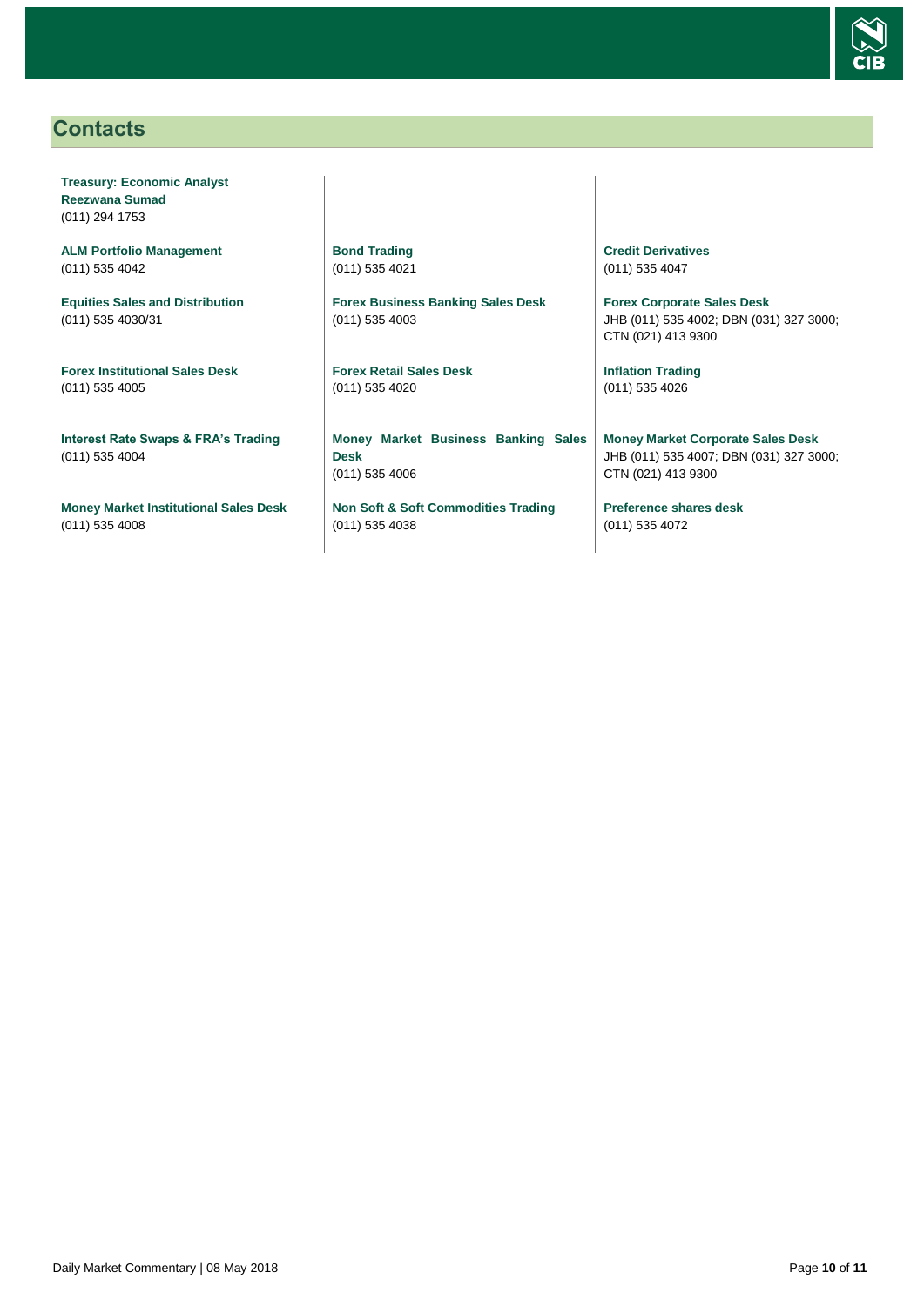## Contacts

**Treasury: Economic Analyst**
**Reezwana Sumad**
(011) 294 1753

**ALM Portfolio Management**
(011) 535 4042

**Equities Sales and Distribution**
(011) 535 4030/31

**Forex Institutional Sales Desk**
(011) 535 4005

**Interest Rate Swaps & FRA's Trading**
(011) 535 4004

**Money Market Institutional Sales Desk**
(011) 535 4008

**Bond Trading**
(011) 535 4021

**Forex Business Banking Sales Desk**
(011) 535 4003

**Forex Retail Sales Desk**
(011) 535 4020

**Money Market Business Banking Sales Desk**
(011) 535 4006

**Non Soft & Soft Commodities Trading**
(011) 535 4038

**Credit Derivatives**
(011) 535 4047

**Forex Corporate Sales Desk**
JHB (011) 535 4002; DBN (031) 327 3000; CTN (021) 413 9300

**Inflation Trading**
(011) 535 4026

**Money Market Corporate Sales Desk**
JHB (011) 535 4007; DBN (031) 327 3000; CTN (021) 413 9300

**Preference shares desk**
(011) 535 4072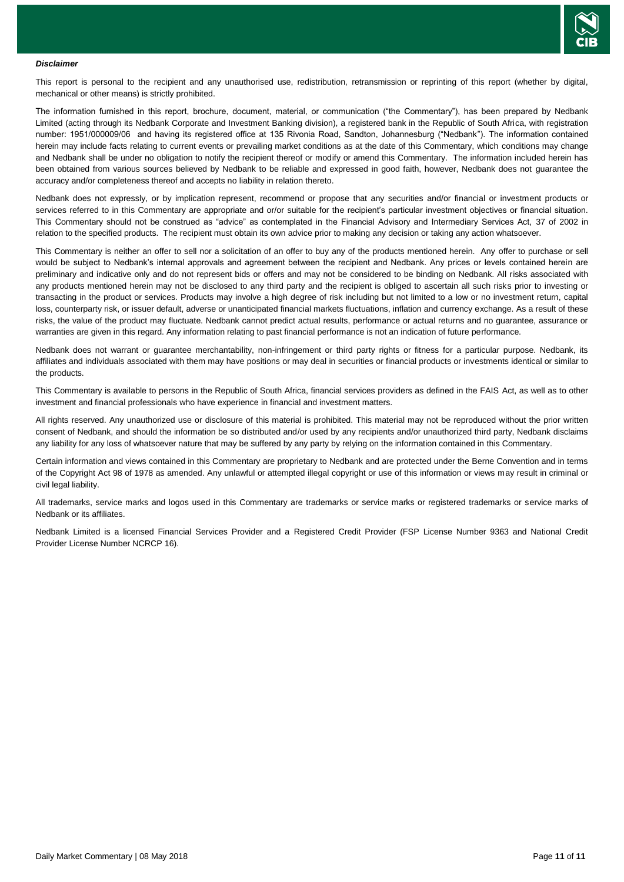***Disclaimer***

This report is personal to the recipient and any unauthorised use, redistribution, retransmission or reprinting of this report (whether by digital, mechanical or other means) is strictly prohibited.

The information furnished in this report, brochure, document, material, or communication ("the Commentary"), has been prepared by Nedbank Limited (acting through its Nedbank Corporate and Investment Banking division), a registered bank in the Republic of South Africa, with registration number: 1951/000009/06 and having its registered office at 135 Rivonia Road, Sandton, Johannesburg ("Nedbank"). The information contained herein may include facts relating to current events or prevailing market conditions as at the date of this Commentary, which conditions may change and Nedbank shall be under no obligation to notify the recipient thereof or modify or amend this Commentary. The information included herein has been obtained from various sources believed by Nedbank to be reliable and expressed in good faith, however, Nedbank does not guarantee the accuracy and/or completeness thereof and accepts no liability in relation thereto.

Nedbank does not expressly, or by implication represent, recommend or propose that any securities and/or financial or investment products or services referred to in this Commentary are appropriate and or/or suitable for the recipient's particular investment objectives or financial situation. This Commentary should not be construed as "advice" as contemplated in the Financial Advisory and Intermediary Services Act, 37 of 2002 in relation to the specified products. The recipient must obtain its own advice prior to making any decision or taking any action whatsoever.

This Commentary is neither an offer to sell nor a solicitation of an offer to buy any of the products mentioned herein. Any offer to purchase or sell would be subject to Nedbank's internal approvals and agreement between the recipient and Nedbank. Any prices or levels contained herein are preliminary and indicative only and do not represent bids or offers and may not be considered to be binding on Nedbank. All risks associated with any products mentioned herein may not be disclosed to any third party and the recipient is obliged to ascertain all such risks prior to investing or transacting in the product or services. Products may involve a high degree of risk including but not limited to a low or no investment return, capital loss, counterparty risk, or issuer default, adverse or unanticipated financial markets fluctuations, inflation and currency exchange. As a result of these risks, the value of the product may fluctuate. Nedbank cannot predict actual results, performance or actual returns and no guarantee, assurance or warranties are given in this regard. Any information relating to past financial performance is not an indication of future performance.

Nedbank does not warrant or guarantee merchantability, non-infringement or third party rights or fitness for a particular purpose. Nedbank, its affiliates and individuals associated with them may have positions or may deal in securities or financial products or investments identical or similar to the products.

This Commentary is available to persons in the Republic of South Africa, financial services providers as defined in the FAIS Act, as well as to other investment and financial professionals who have experience in financial and investment matters.

All rights reserved. Any unauthorized use or disclosure of this material is prohibited. This material may not be reproduced without the prior written consent of Nedbank, and should the information be so distributed and/or used by any recipients and/or unauthorized third party, Nedbank disclaims any liability for any loss of whatsoever nature that may be suffered by any party by relying on the information contained in this Commentary.

Certain information and views contained in this Commentary are proprietary to Nedbank and are protected under the Berne Convention and in terms of the Copyright Act 98 of 1978 as amended. Any unlawful or attempted illegal copyright or use of this information or views may result in criminal or civil legal liability.

All trademarks, service marks and logos used in this Commentary are trademarks or service marks or registered trademarks or service marks of Nedbank or its affiliates.

Nedbank Limited is a licensed Financial Services Provider and a Registered Credit Provider (FSP License Number 9363 and National Credit Provider License Number NCRCP 16).